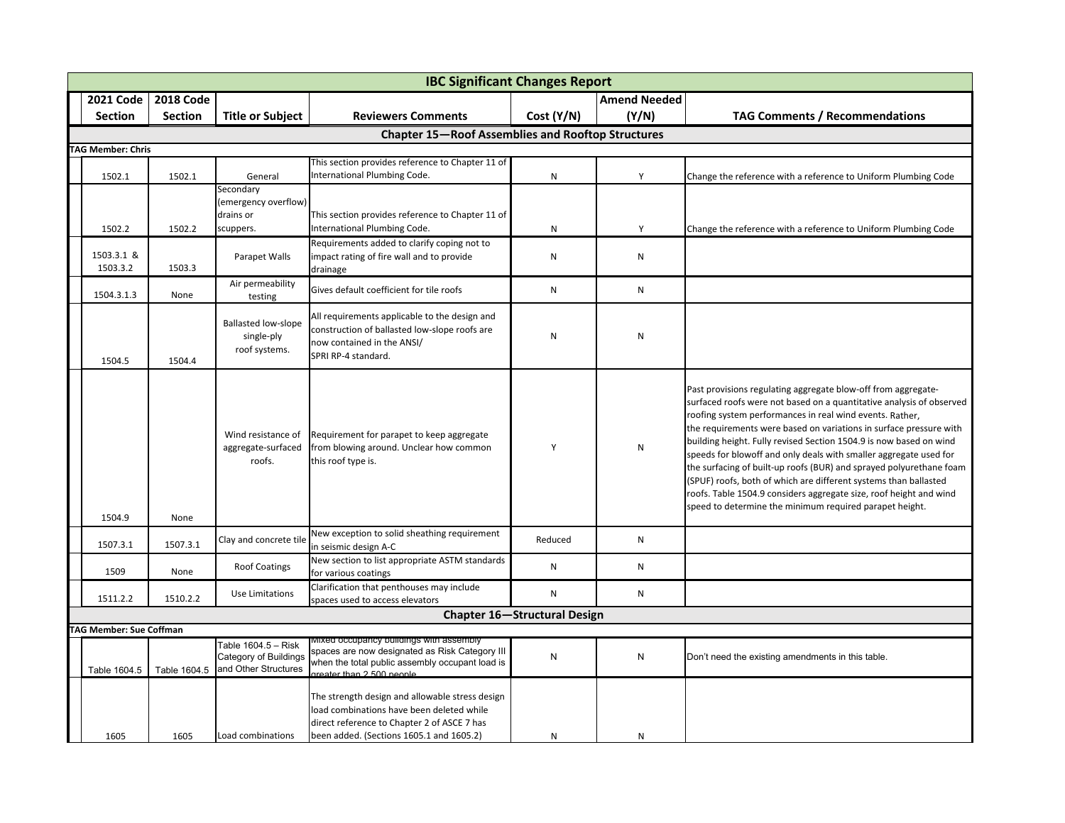# IBC Significant Changes Report

| 2021 Code Section | 2018 Code Section | Title or Subject | Reviewers Comments | Cost (Y/N) | Amend Needed (Y/N) | TAG Comments / Recommendations |
|---|---|---|---|---|---|---|
| **Chapter 15—Roof Assemblies and Rooftop Structures** | | | | | | |
| **TAG Member: Chris** | | | | | | |
| 1502.1 | 1502.1 | General | This section provides reference to Chapter 11 of International Plumbing Code. | N | Y | Change the reference with a reference to Uniform Plumbing Code |
| 1502.2 | 1502.2 | Secondary (emergency overflow) drains or scuppers. | This section provides reference to Chapter 11 of International Plumbing Code. | N | Y | Change the reference with a reference to Uniform Plumbing Code |
| 1503.3.1 & 1503.3.2 | 1503.3 | Parapet Walls | Requirements added to clarify coping not to impact rating of fire wall and to provide drainage | N | N | |
| 1504.3.1.3 | None | Air permeability testing | Gives default coefficient for tile roofs | N | N | |
| 1504.5 | 1504.4 | Ballasted low-slope single-ply roof systems. | All requirements applicable to the design and construction of ballasted low-slope roofs are now contained in the ANSI/ SPRI RP-4 standard. | N | N | |
| 1504.9 | None | Wind resistance of aggregate-surfaced roofs. | Requirement for parapet to keep aggregate from blowing around. Unclear how common this roof type is. | Y | N | Past provisions regulating aggregate blow-off from aggregate-surfaced roofs were not based on a quantitative analysis of observed roofing system performances in real wind events. Rather, the requirements were based on variations in surface pressure with building height. Fully revised Section 1504.9 is now based on wind speeds for blowoff and only deals with smaller aggregate used for the surfacing of built-up roofs (BUR) and sprayed polyurethane foam (SPUF) roofs, both of which are different systems than ballasted roofs. Table 1504.9 considers aggregate size, roof height and wind speed to determine the minimum required parapet height. |
| 1507.3.1 | 1507.3.1 | Clay and concrete tile | New exception to solid sheathing requirement in seismic design A-C | Reduced | N | |
| 1509 | None | Roof Coatings | New section to list appropriate ASTM standards for various coatings | N | N | |
| 1511.2.2 | 1510.2.2 | Use Limitations | Clarification that penthouses may include spaces used to access elevators | N | N | |
| **Chapter 16—Structural Design** | | | | | | |
| **TAG Member: Sue Coffman** | | | | | | |
| Table 1604.5 | Table 1604.5 | Table 1604.5 – Risk Category of Buildings and Other Structures | Mixed occupancy buildings with assembly spaces are now designated as Risk Category III when the total public assembly occupant load is greater than 2,500 people | N | N | Don't need the existing amendments in this table. |
| 1605 | 1605 | Load combinations | The strength design and allowable stress design load combinations have been deleted while direct reference to Chapter 2 of ASCE 7 has been added. (Sections 1605.1 and 1605.2) | N | N | |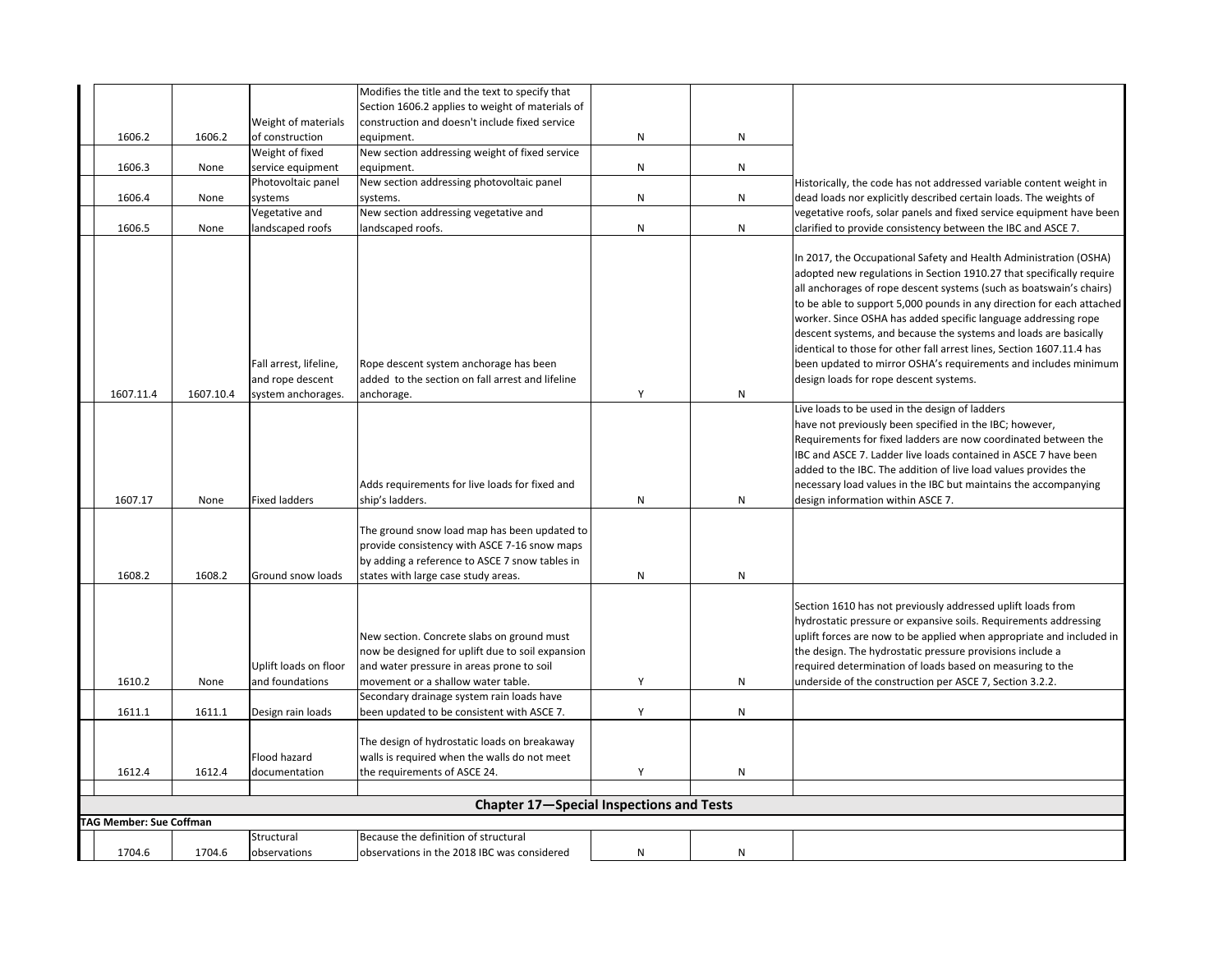| | | | | | | |
|---|---|---|---|---|---|---|
| 1606.2 | 1606.2 | Weight of materials of construction | Modifies the title and the text to specify that Section 1606.2 applies to weight of materials of construction and doesn't include fixed service equipment. | N | N | |
| 1606.3 | None | Weight of fixed service equipment | New section addressing weight of fixed service equipment. | N | N | |
| 1606.4 | None | Photovoltaic panel systems | New section addressing photovoltaic panel systems. | N | N | Historically, the code has not addressed variable content weight in dead loads nor explicitly described certain loads. The weights of vegetative roofs, solar panels and fixed service equipment have been clarified to provide consistency between the IBC and ASCE 7. |
| 1606.5 | None | Vegetative and landscaped roofs | New section addressing vegetative and landscaped roofs. | N | N | |
| 1607.11.4 | 1607.10.4 | Fall arrest, lifeline, and rope descent system anchorages. | Rope descent system anchorage has been added to the section on fall arrest and lifeline anchorage. | Y | N | In 2017, the Occupational Safety and Health Administration (OSHA) adopted new regulations in Section 1910.27 that specifically require all anchorages of rope descent systems (such as boatswain's chairs) to be able to support 5,000 pounds in any direction for each attached worker. Since OSHA has added specific language addressing rope descent systems, and because the systems and loads are basically identical to those for other fall arrest lines, Section 1607.11.4 has been updated to mirror OSHA's requirements and includes minimum design loads for rope descent systems. |
| 1607.17 | None | Fixed ladders | Adds requirements for live loads for fixed and ship's ladders. | N | N | Live loads to be used in the design of ladders have not previously been specified in the IBC; however, Requirements for fixed ladders are now coordinated between the IBC and ASCE 7. Ladder live loads contained in ASCE 7 have been added to the IBC. The addition of live load values provides the necessary load values in the IBC but maintains the accompanying design information within ASCE 7. |
| 1608.2 | 1608.2 | Ground snow loads | The ground snow load map has been updated to provide consistency with ASCE 7-16 snow maps by adding a reference to ASCE 7 snow tables in states with large case study areas. | N | N | |
| 1610.2 | None | Uplift loads on floor and foundations | New section. Concrete slabs on ground must now be designed for uplift due to soil expansion and water pressure in areas prone to soil movement or a shallow water table. | Y | N | Section 1610 has not previously addressed uplift loads from hydrostatic pressure or expansive soils. Requirements addressing uplift forces are now to be applied when appropriate and included in the design. The hydrostatic pressure provisions include a required determination of loads based on measuring to the underside of the construction per ASCE 7, Section 3.2.2. |
| 1611.1 | 1611.1 | Design rain loads | Secondary drainage system rain loads have been updated to be consistent with ASCE 7. | Y | N | |
| 1612.4 | 1612.4 | Flood hazard documentation | The design of hydrostatic loads on breakaway walls is required when the walls do not meet the requirements of ASCE 24. | Y | N | |
| | | | | | | |
| **Chapter 17—Special Inspections and Tests** | | | | | | |
| **TAG Member: Sue Coffman** | | | | | | |
| 1704.6 | 1704.6 | Structural observations | Because the definition of structural observations in the 2018 IBC was considered | N | N | |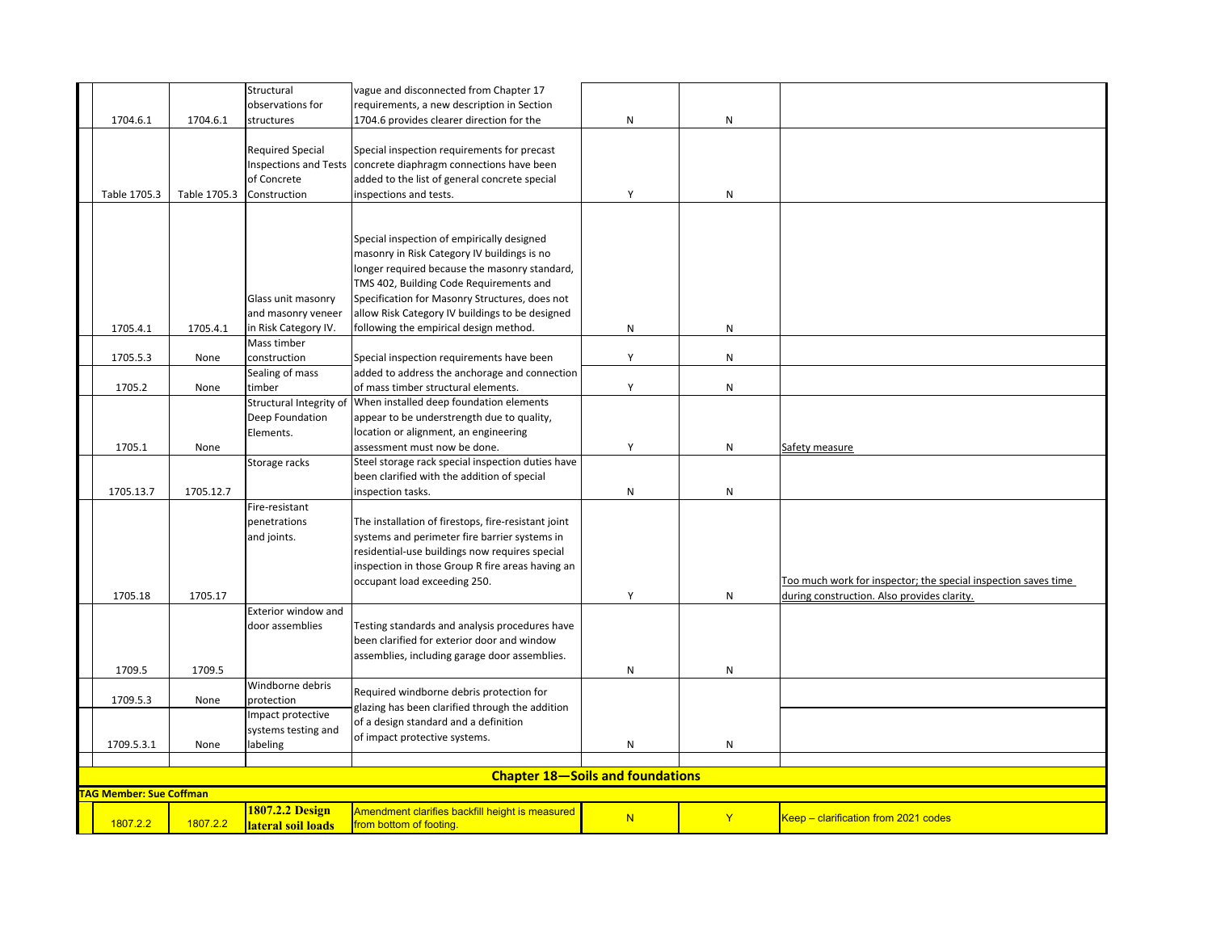| | | | | | | |
|---|---|---|---|---|---|---|
| 1704.6.1 | 1704.6.1 | Structural observations for structures | vague and disconnected from Chapter 17 requirements, a new description in Section 1704.6 provides clearer direction for the | N | N | |
| Table 1705.3 | Table 1705.3 | Required Special Inspections and Tests of Concrete Construction | Special inspection requirements for precast concrete diaphragm connections have been added to the list of general concrete special inspections and tests. | Y | N | |
| 1705.4.1 | 1705.4.1 | Glass unit masonry and masonry veneer in Risk Category IV. | Special inspection of empirically designed masonry in Risk Category IV buildings is no longer required because the masonry standard, TMS 402, Building Code Requirements and Specification for Masonry Structures, does not allow Risk Category IV buildings to be designed following the empirical design method. | N | N | |
| 1705.5.3 | None | Mass timber construction | Special inspection requirements have been added to address the anchorage and connection of mass timber structural elements. | Y | N | |
| 1705.2 | None | Sealing of mass timber | | Y | N | |
| 1705.1 | None | Structural Integrity of Deep Foundation Elements. | When installed deep foundation elements appear to be understrength due to quality, location or alignment, an engineering assessment must now be done. | Y | N | Safety measure |
| 1705.13.7 | 1705.12.7 | Storage racks | Steel storage rack special inspection duties have been clarified with the addition of special inspection tasks. | N | N | |
| 1705.18 | 1705.17 | Fire-resistant penetrations and joints. | The installation of firestops, fire-resistant joint systems and perimeter fire barrier systems in residential-use buildings now requires special inspection in those Group R fire areas having an occupant load exceeding 250. | Y | N | Too much work for inspector; the special inspection saves time during construction. Also provides clarity. |
| 1709.5 | 1709.5 | Exterior window and door assemblies | Testing standards and analysis procedures have been clarified for exterior door and window assemblies, including garage door assemblies. | N | N | |
| 1709.5.3 | None | Windborne debris protection | Required windborne debris protection for glazing has been clarified through the addition of a design standard and a definition of impact protective systems. | | | |
| 1709.5.3.1 | None | Impact protective systems testing and labeling | | N | N | |
| | | | | | | |
| **Chapter 18—Soils and foundations** | | | | | | |
| **TAG Member: Sue Coffman** | | | | | | |
| 1807.2.2 | 1807.2.2 | **1807.2.2 Design lateral soil loads** | Amendment clarifies backfill height is measured from bottom of footing. | N | Y | Keep – clarification from 2021 codes |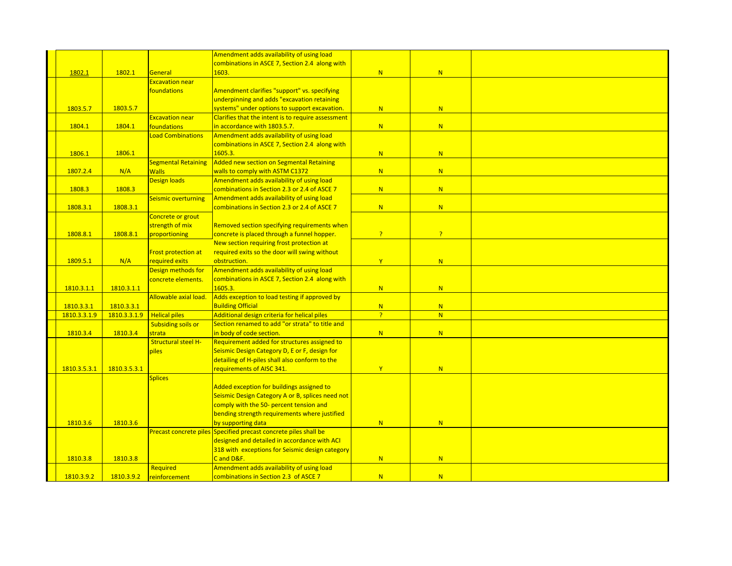| | | | | | | |
|---|---|---|---|---|---|---|
| 1802.1 | 1802.1 | General | Amendment adds availability of using load combinations in ASCE 7, Section 2.4 along with 1603. | N | N | |
| 1803.5.7 | 1803.5.7 | Excavation near foundations | Amendment clarifies "support" vs. specifying underpinning and adds "excavation retaining systems" under options to support excavation. | N | N | |
| 1804.1 | 1804.1 | Excavation near foundations | Clarifies that the intent is to require assessment in accordance with 1803.5.7. | N | N | |
| 1806.1 | 1806.1 | Load Combinations | Amendment adds availability of using load combinations in ASCE 7, Section 2.4 along with 1605.3. | N | N | |
| 1807.2.4 | N/A | Segmental Retaining Walls | Added new section on Segmental Retaining walls to comply with ASTM C1372 | N | N | |
| 1808.3 | 1808.3 | Design loads | Amendment adds availability of using load combinations in Section 2.3 or 2.4 of ASCE 7 | N | N | |
| 1808.3.1 | 1808.3.1 | Seismic overturning | Amendment adds availability of using load combinations in Section 2.3 or 2.4 of ASCE 7 | N | N | |
| 1808.8.1 | 1808.8.1 | Concrete or grout strength of mix proportioning | Removed section specifying requirements when concrete is placed through a funnel hopper. | ? | ? | |
| 1809.5.1 | N/A | Frost protection at required exits | New section requiring frost protection at required exits so the door will swing without obstruction. | Y | N | |
| 1810.3.1.1 | 1810.3.1.1 | Design methods for concrete elements. | Amendment adds availability of using load combinations in ASCE 7, Section 2.4 along with 1605.3. | N | N | |
| 1810.3.3.1 | 1810.3.3.1 | Allowable axial load. | Adds exception to load testing if approved by Building Official | N | N | |
| 1810.3.3.1.9 | 1810.3.3.1.9 | Helical piles | Additional design criteria for helical piles | ? | N | |
| 1810.3.4 | 1810.3.4 | Subsiding soils or strata | Section renamed to add "or strata" to title and in body of code section. | N | N | |
| 1810.3.5.3.1 | 1810.3.5.3.1 | Structural steel H-piles | Requirement added for structures assigned to Seismic Design Category D, E or F, design for detailing of H-piles shall also conform to the requirements of AISC 341. | Y | N | |
| 1810.3.6 | 1810.3.6 | Splices | Added exception for buildings assigned to Seismic Design Category A or B, splices need not comply with the 50- percent tension and bending strength requirements where justified by supporting data | N | N | |
| 1810.3.8 | 1810.3.8 | Precast concrete piles | Specified precast concrete piles shall be designed and detailed in accordance with ACI 318 with exceptions for Seismic design category C and D&F. | N | N | |
| 1810.3.9.2 | 1810.3.9.2 | Required reinforcement | Amendment adds availability of using load combinations in Section 2.3 of ASCE 7 | N | N | |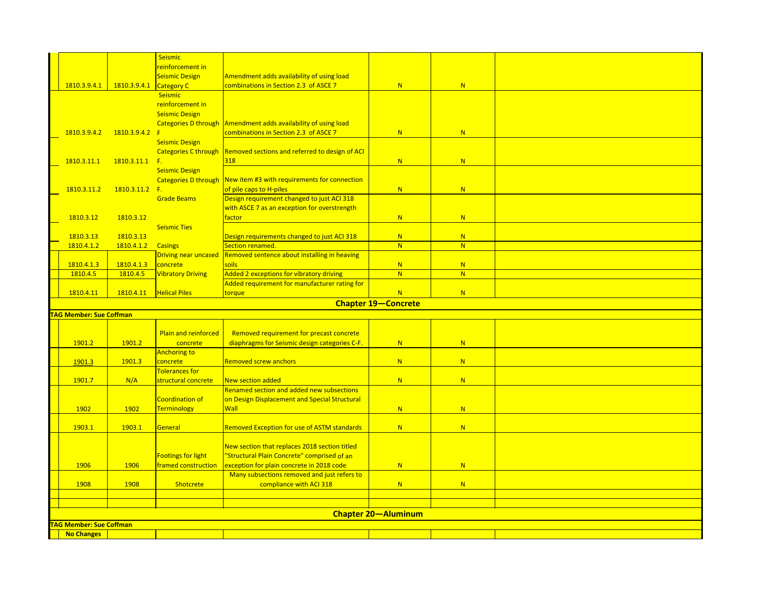| | | | | | | |
|---|---|---|---|---|---|---|
| 1810.3.9.4.1 | 1810.3.9.4.1 | Seismic reinforcement in Seismic Design Category C | Amendment adds availability of using load combinations in Section 2.3 of ASCE 7 | N | N | |
| 1810.3.9.4.2 | 1810.3.9.4.2 | Seismic reinforcement in Seismic Design Categories D through F | Amendment adds availability of using load combinations in Section 2.3 of ASCE 7 | N | N | |
| 1810.3.11.1 | 1810.3.11.1 | Seismic Design Categories C through F. | Removed sections and referred to design of ACI 318 | N | N | |
| 1810.3.11.2 | 1810.3.11.2 | Seismic Design Categories D through F. | New item #3 with requirements for connection of pile caps to H-piles | N | N | |
| 1810.3.12 | 1810.3.12 | Grade Beams | Design requirement changed to just ACI 318 with ASCE 7 as an exception for overstrength factor | N | N | |
| 1810.3.13 | 1810.3.13 | Seismic Ties | Design requirements changed to just ACI 318 | N | N | |
| 1810.4.1.2 | 1810.4.1.2 | Casings | Section renamed. | N | N | |
| 1810.4.1.3 | 1810.4.1.3 | Driving near uncased concrete | Removed sentence about installing in heaving soils | N | N | |
| 1810.4.5 | 1810.4.5 | Vibratory Driving | Added 2 exceptions for vibratory driving | N | N | |
| 1810.4.11 | 1810.4.11 | Helical Piles | Added requirement for manufacturer rating for torque | N | N | |
| **Chapter 19—Concrete** | | | | | | |
| **TAG Member: Sue Coffman** | | | | | | |
| 1901.2 | 1901.2 | Plain and reinforced concrete | Removed requirement for precast concrete diaphragms for Seismic design categories C-F. | N | N | |
| 1901.3 | 1901.3 | Anchoring to concrete | Removed screw anchors | N | N | |
| 1901.7 | N/A | Tolerances for structural concrete | New section added | N | N | |
| 1902 | 1902 | Coordination of Terminology | Renamed section and added new subsections on Design Displacement and Special Structural Wall | N | N | |
| 1903.1 | 1903.1 | General | Removed Exception for use of ASTM standards | N | N | |
| 1906 | 1906 | Footings for light framed construction | New section that replaces 2018 section titled "Structural Plain Concrete" comprised of an exception for plain concrete in 2018 code | N | N | |
| 1908 | 1908 | Shotcrete | Many subsections removed and just refers to compliance with ACI 318 | N | N | |
| | | | | | | |
| | | | | | | |
| **Chapter 20—Aluminum** | | | | | | |
| **TAG Member: Sue Coffman** | | | | | | |
| **No Changes** | | | | | | |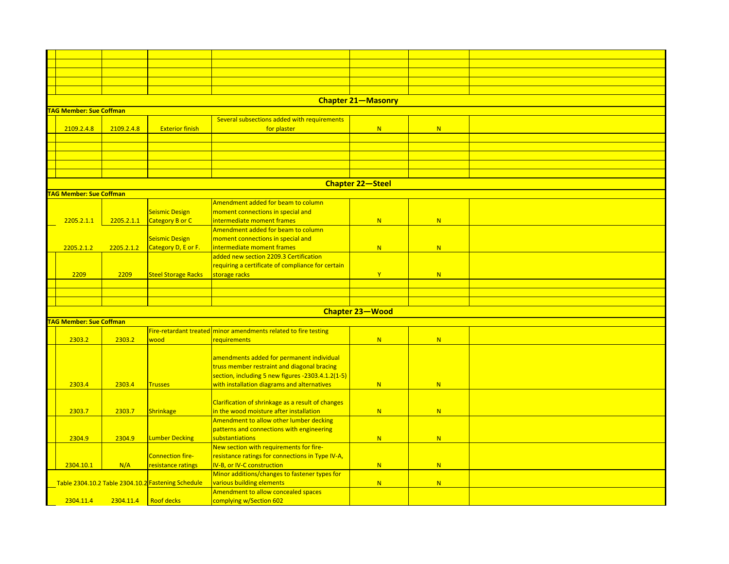| | | | | | | |
|---|---|---|---|---|---|---|
| | | | | | | |
| | | | | | | |
| | | | | | | |
| | | | | | | |
| | | | | | | |
| **Chapter 21—Masonry** | | | | | | |
| **TAG Member: Sue Coffman** | | | | | | |
| 2109.2.4.8 | 2109.2.4.8 | Exterior finish | Several subsections added with requirements for plaster | N | N | |
| | | | | | | |
| | | | | | | |
| | | | | | | |
| | | | | | | |
| **Chapter 22—Steel** | | | | | | |
| **TAG Member: Sue Coffman** | | | | | | |
| 2205.2.1.1 | 2205.2.1.1 | Seismic Design Category B or C | Amendment added for beam to column moment connections in special and intermediate moment frames | N | N | |
| 2205.2.1.2 | 2205.2.1.2 | Seismic Design Category D, E or F. | Amendment added for beam to column moment connections in special and intermediate moment frames | N | N | |
| 2209 | 2209 | Steel Storage Racks | added new section 2209.3 Certification requiring a certificate of compliance for certain storage racks | Y | N | |
| | | | | | | |
| | | | | | | |
| | | | | | | |
| **Chapter 23—Wood** | | | | | | |
| **TAG Member: Sue Coffman** | | | | | | |
| 2303.2 | 2303.2 | Fire-retardant treated wood | minor amendments related to fire testing requirements | N | N | |
| 2303.4 | 2303.4 | Trusses | amendments added for permanent individual truss member restraint and diagonal bracing section, including 5 new figures -2303.4.1.2(1-5) with installation diagrams and alternatives | N | N | |
| 2303.7 | 2303.7 | Shrinkage | Clarification of shrinkage as a result of changes in the wood moisture after installation | N | N | |
| 2304.9 | 2304.9 | Lumber Decking | Amendment to allow other lumber decking patterns and connections with engineering substantiations | N | N | |
| 2304.10.1 | N/A | Connection fire-resistance ratings | New section with requirements for fire-resistance ratings for connections in Type IV-A, IV-B, or IV-C construction | N | N | |
| Table 2304.10.2 | Table 2304.10.2 | Fastening Schedule | Minor additions/changes to fastener types for various building elements | N | N | |
| 2304.11.4 | 2304.11.4 | Roof decks | Amendment to allow concealed spaces complying w/Section 602 | | | |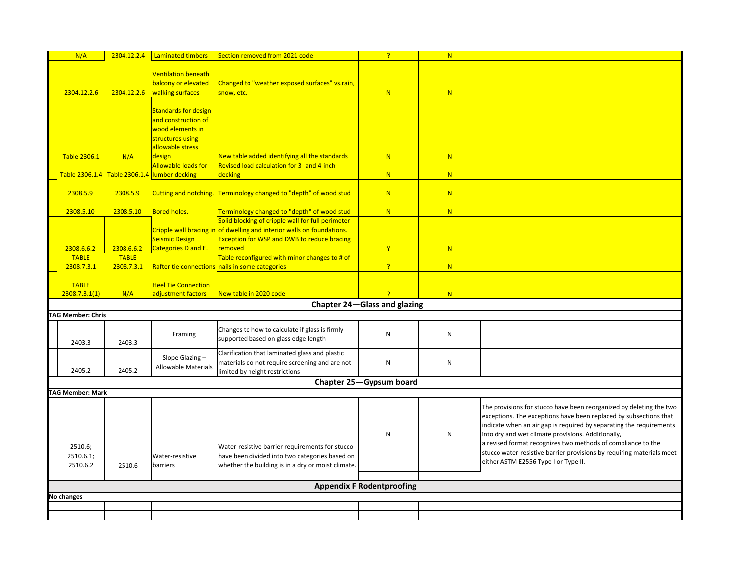| | | | | | | |
|---|---|---|---|---|---|---|
| N/A | 2304.12.2.4 | Laminated timbers | Section removed from 2021 code | ? | N | |
| 2304.12.2.6 | 2304.12.2.6 | Ventilation beneath balcony or elevated walking surfaces | Changed to "weather exposed surfaces" vs.rain, snow, etc. | N | N | |
| Table 2306.1 | N/A | Standards for design and construction of wood elements in structures using allowable stress design | New table added identifying all the standards | N | N | |
| Table 2306.1.4 | Table 2306.1.4 | Allowable loads for lumber decking | Revised load calculation for 3- and 4-inch decking | N | N | |
| 2308.5.9 | 2308.5.9 | Cutting and notching. | Terminology changed to "depth" of wood stud | N | N | |
| 2308.5.10 | 2308.5.10 | Bored holes. | Terminology changed to "depth" of wood stud | N | N | |
| 2308.6.6.2 | 2308.6.6.2 | Cripple wall bracing in Seismic Design Categories D and E. | Solid blocking of cripple wall for full perimeter of dwelling and interior walls on foundations. Exception for WSP and DWB to reduce bracing removed | Y | N | |
| TABLE 2308.7.3.1 | TABLE 2308.7.3.1 | Rafter tie connections | Table reconfigured with minor changes to # of nails in some categories | ? | N | |
| TABLE 2308.7.3.1(1) | N/A | Heel Tie Connection adjustment factors | New table in 2020 code | ? | N | |
| **Chapter 24—Glass and glazing** | | | | | | |
| **TAG Member: Chris** | | | | | | |
| 2403.3 | 2403.3 | Framing | Changes to how to calculate if glass is firmly supported based on glass edge length | N | N | |
| 2405.2 | 2405.2 | Slope Glazing – Allowable Materials | Clarification that laminated glass and plastic materials do not require screening and are not limited by height restrictions | N | N | |
| **Chapter 25—Gypsum board** | | | | | | |
| **TAG Member: Mark** | | | | | | |
| 2510.6; 2510.6.1; 2510.6.2 | 2510.6 | Water-resistive barriers | Water-resistive barrier requirements for stucco have been divided into two categories based on whether the building is in a dry or moist climate. | N | N | The provisions for stucco have been reorganized by deleting the two exceptions. The exceptions have been replaced by subsections that indicate when an air gap is required by separating the requirements into dry and wet climate provisions. Additionally, a revised format recognizes two methods of compliance to the stucco water-resistive barrier provisions by requiring materials meet either ASTM E2556 Type I or Type II. |
| | | | | | | |
| **Appendix F Rodentproofing** | | | | | | |
| **No changes** | | | | | | |
| | | | | | | |
| | | | | | | |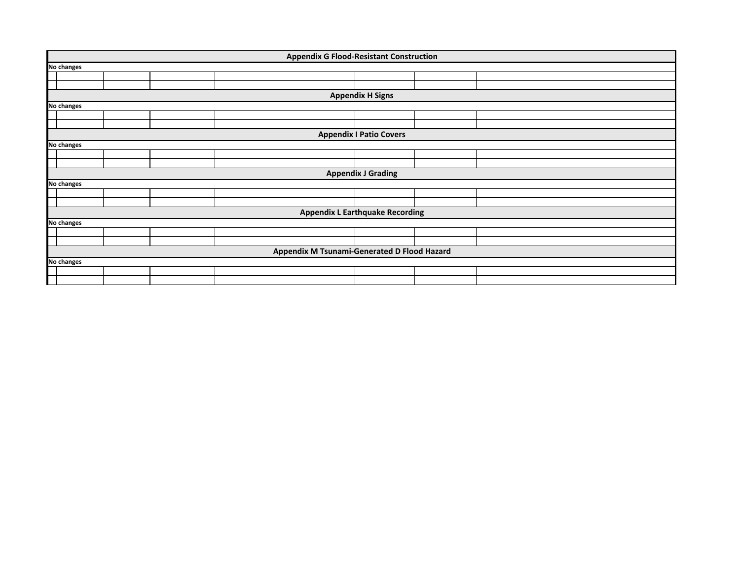| | | | | | | | |
|---|---|---|---|---|---|---|---|
| **Appendix G Flood-Resistant Construction** | | | | | | | |
| **No changes** | | | | | | | |
| | | | | | | | |
| | | | | | | | |
| **Appendix H Signs** | | | | | | | |
| **No changes** | | | | | | | |
| | | | | | | | |
| | | | | | | | |
| **Appendix I Patio Covers** | | | | | | | |
| **No changes** | | | | | | | |
| | | | | | | | |
| | | | | | | | |
| **Appendix J Grading** | | | | | | | |
| **No changes** | | | | | | | |
| | | | | | | | |
| | | | | | | | |
| **Appendix L Earthquake Recording** | | | | | | | |
| **No changes** | | | | | | | |
| | | | | | | | |
| | | | | | | | |
| **Appendix M Tsunami-Generated D Flood Hazard** | | | | | | | |
| **No changes** | | | | | | | |
| | | | | | | | |
| | | | | | | | |